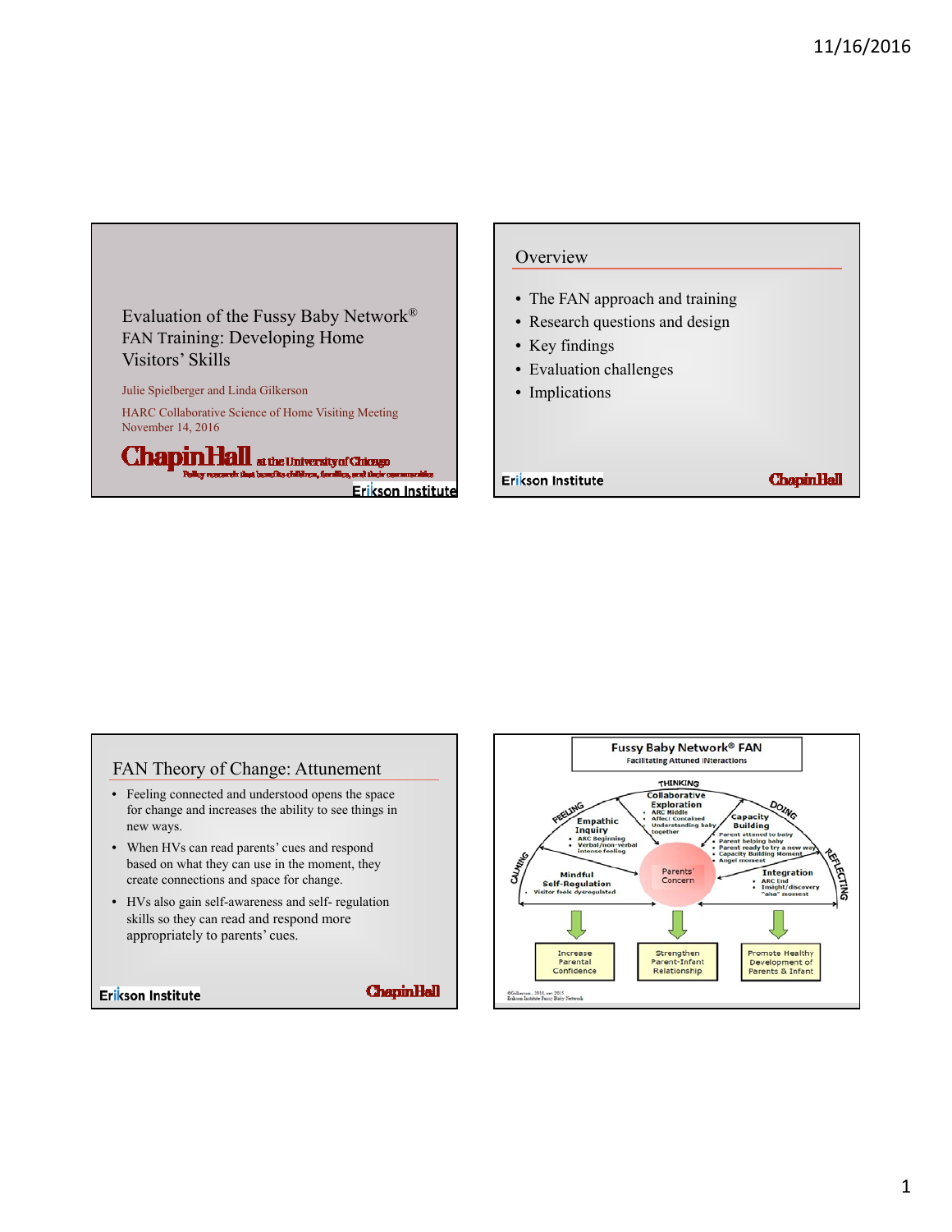## Evaluation of the Fussy Baby Network® FAN Training: Developing Home Visitors' Skills

Julie Spielberger and Linda Gilkerson

HARC Collaborative Science of Home Visiting Meeting
November 14, 2016

Chapin Hall at the University of Chicago
Policy research that benefits children, families, and their communities

Erikson Institute

## Overview

- The FAN approach and training
- Research questions and design
- Key findings
- Evaluation challenges
- Implications

Erikson Institute Chapin Hall

## FAN Theory of Change: Attunement

- Feeling connected and understood opens the space for change and increases the ability to see things in new ways.
- When HVs can read parents' cues and respond based on what they can use in the moment, they create connections and space for change.
- HVs also gain self-awareness and self- regulation skills so they can read and respond more appropriately to parents' cues.

Erikson Institute Chapin Hall

## Fussy Baby Network® FAN

Facilitating Attuned Interactions

THINKING

FEELING

DOING

CALMING

REFLECTING

**Collaborative Exploration**
- ARC Middle
- Affect Contained
- Understanding baby together

**Empathic Inquiry**
- ARC Beginning
- Verbal/non-verbal
- Intense feeling

**Capacity Building**
- Parent attuned to baby
- Parent helping baby
- Parent ready to try a new way
- Capacity Building Moment
- Angel moment

**Mindful Self-Regulation**
- Visitor feels dysregulated

**Integration**
- ARC End
- Insight/discovery "aha" moment

Parents' Concern

Increase Parental Confidence

Strengthen Parent-Infant Relationship

Promote Healthy Development of Parents & Infant

©Gilkerson, 2010, rev 2015
Erikson Institute Fussy Baby Network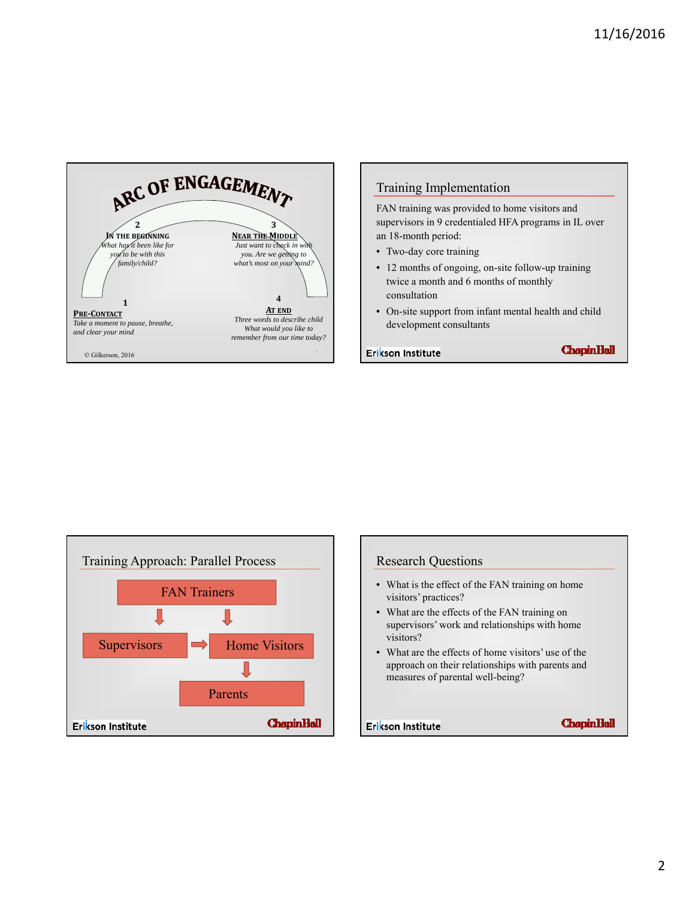## Arc of Engagement

**1 — Pre-Contact**
*Take a moment to pause, breathe, and clear your mind*

**2 — In the Beginning**
*What has it been like for you to be with this family/child?*

**3 — Near the Middle**
*Just want to check in with you. Are we getting to what's most on your mind?*

**4 — At End**
*Three words to describe child*
*What would you like to remember from our time today?*

© Gilkerson, 2016

## Training Implementation

FAN training was provided to home visitors and supervisors in 9 credentialed HFA programs in IL over an 18-month period:

- Two-day core training
- 12 months of ongoing, on-site follow-up training twice a month and 6 months of monthly consultation
- On-site support from infant mental health and child development consultants

Erikson Institute — Chapin Hall

## Training Approach: Parallel Process

- FAN Trainers → Supervisors
- FAN Trainers → Home Visitors
- Supervisors → Home Visitors
- Home Visitors → Parents

Erikson Institute — Chapin Hall

## Research Questions

- What is the effect of the FAN training on home visitors' practices?
- What are the effects of the FAN training on supervisors' work and relationships with home visitors?
- What are the effects of home visitors' use of the approach on their relationships with parents and measures of parental well-being?

Erikson Institute — Chapin Hall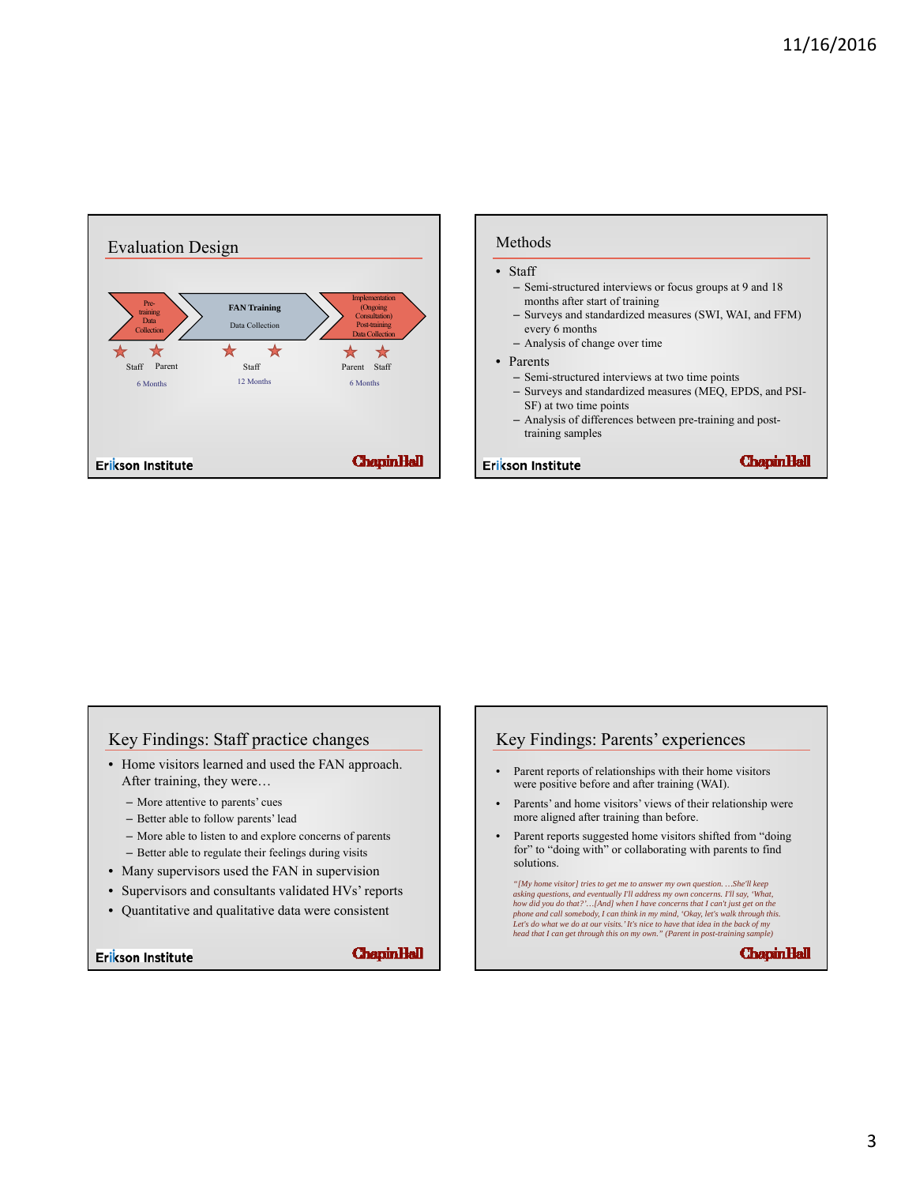## Evaluation Design

Pre-training Data Collection → FAN Training Data Collection → Implementation (Ongoing Consultation) Post-training Data Collection

Staff Parent — 6 Months

Staff — 12 Months

Parent Staff — 6 Months

## Methods

- Staff
  - Semi-structured interviews or focus groups at 9 and 18 months after start of training
  - Surveys and standardized measures (SWI, WAI, and FFM) every 6 months
  - Analysis of change over time
- Parents
  - Semi-structured interviews at two time points
  - Surveys and standardized measures (MEQ, EPDS, and PSI-SF) at two time points
  - Analysis of differences between pre-training and post-training samples

## Key Findings: Staff practice changes

- Home visitors learned and used the FAN approach. After training, they were…
  - More attentive to parents' cues
  - Better able to follow parents' lead
  - More able to listen to and explore concerns of parents
  - Better able to regulate their feelings during visits
- Many supervisors used the FAN in supervision
- Supervisors and consultants validated HVs' reports
- Quantitative and qualitative data were consistent

## Key Findings: Parents' experiences

- Parent reports of relationships with their home visitors were positive before and after training (WAI).
- Parents' and home visitors' views of their relationship were more aligned after training than before.
- Parent reports suggested home visitors shifted from "doing for" to "doing with" or collaborating with parents to find solutions.

*"[My home visitor] tries to get me to answer my own question. …She'll keep asking questions, and eventually I'll address my own concerns. I'll say, 'What, how did you do that?'…[And] when I have concerns that I can't just get on the phone and call somebody, I can think in my mind, 'Okay, let's walk through this. Let's do what we do at our visits.' It's nice to have that idea in the back of my head that I can get through this on my own." (Parent in post-training sample)*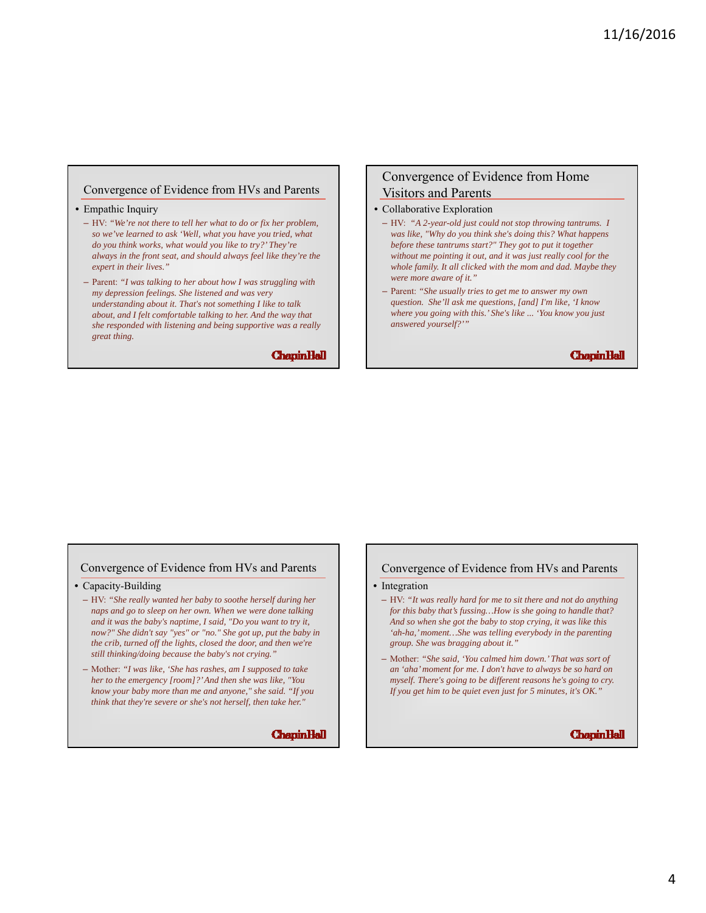## Convergence of Evidence from HVs and Parents

- Empathic Inquiry
  - HV: *"We're not there to tell her what to do or fix her problem, so we've learned to ask 'Well, what you have you tried, what do you think works, what would you like to try?' They're always in the front seat, and should always feel like they're the expert in their lives."*
  - Parent: *"I was talking to her about how I was struggling with my depression feelings. She listened and was very understanding about it. That's not something I like to talk about, and I felt comfortable talking to her. And the way that she responded with listening and being supportive was a really great thing.*

ChapinHall

## Convergence of Evidence from Home Visitors and Parents

- Collaborative Exploration
  - HV: *"A 2-year-old just could not stop throwing tantrums. I was like, "Why do you think she's doing this? What happens before these tantrums start?" They got to put it together without me pointing it out, and it was just really cool for the whole family. It all clicked with the mom and dad. Maybe they were more aware of it."*
  - Parent: *"She usually tries to get me to answer my own question. She'll ask me questions, [and] I'm like, 'I know where you going with this.' She's like ... 'You know you just answered yourself?'"*

ChapinHall

## Convergence of Evidence from HVs and Parents

- Capacity-Building
  - HV: *"She really wanted her baby to soothe herself during her naps and go to sleep on her own. When we were done talking and it was the baby's naptime, I said, "Do you want to try it, now?" She didn't say "yes" or "no." She got up, put the baby in the crib, turned off the lights, closed the door, and then we're still thinking/doing because the baby's not crying."*
  - Mother: *"I was like, 'She has rashes, am I supposed to take her to the emergency [room]?' And then she was like, "You know your baby more than me and anyone," she said. "If you think that they're severe or she's not herself, then take her."*

ChapinHall

## Convergence of Evidence from HVs and Parents

- Integration
  - HV: *"It was really hard for me to sit there and not do anything for this baby that's fussing…How is she going to handle that? And so when she got the baby to stop crying, it was like this 'ah-ha,' moment…She was telling everybody in the parenting group. She was bragging about it."*
  - Mother: *"She said, 'You calmed him down.' That was sort of an 'aha' moment for me. I don't have to always be so hard on myself. There's going to be different reasons he's going to cry. If you get him to be quiet even just for 5 minutes, it's OK."*

ChapinHall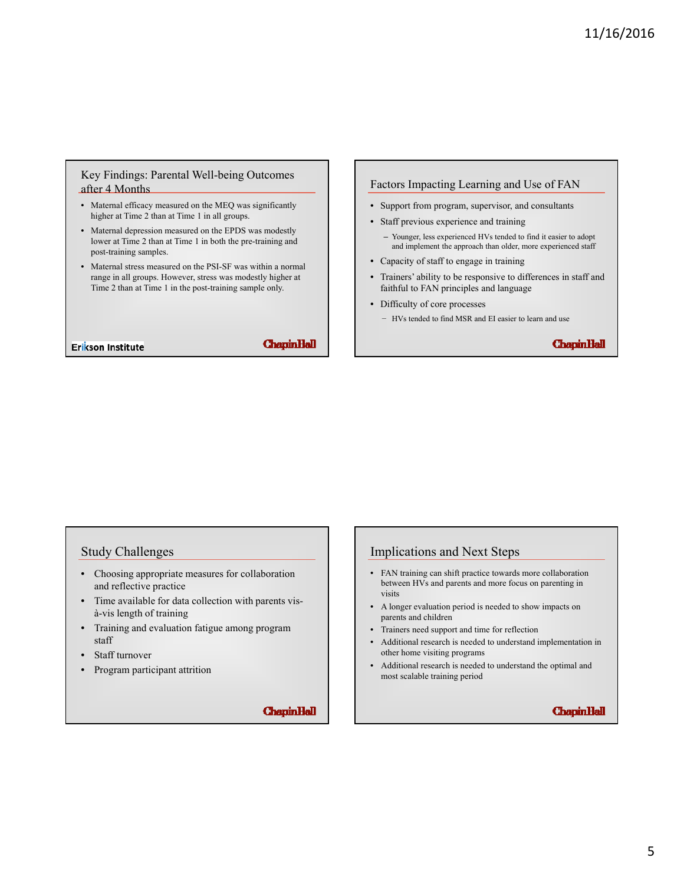## Key Findings: Parental Well-being Outcomes after 4 Months

- Maternal efficacy measured on the MEQ was significantly higher at Time 2 than at Time 1 in all groups.
- Maternal depression measured on the EPDS was modestly lower at Time 2 than at Time 1 in both the pre-training and post-training samples.
- Maternal stress measured on the PSI-SF was within a normal range in all groups. However, stress was modestly higher at Time 2 than at Time 1 in the post-training sample only.

Erikson Institute

ChapinHall

## Factors Impacting Learning and Use of FAN

- Support from program, supervisor, and consultants
- Staff previous experience and training
  - Younger, less experienced HVs tended to find it easier to adopt and implement the approach than older, more experienced staff
- Capacity of staff to engage in training
- Trainers' ability to be responsive to differences in staff and faithful to FAN principles and language
- Difficulty of core processes
  - HVs tended to find MSR and EI easier to learn and use

ChapinHall

## Study Challenges

- Choosing appropriate measures for collaboration and reflective practice
- Time available for data collection with parents vis-à-vis length of training
- Training and evaluation fatigue among program staff
- Staff turnover
- Program participant attrition

ChapinHall

## Implications and Next Steps

- FAN training can shift practice towards more collaboration between HVs and parents and more focus on parenting in visits
- A longer evaluation period is needed to show impacts on parents and children
- Trainers need support and time for reflection
- Additional research is needed to understand implementation in other home visiting programs
- Additional research is needed to understand the optimal and most scalable training period

ChapinHall